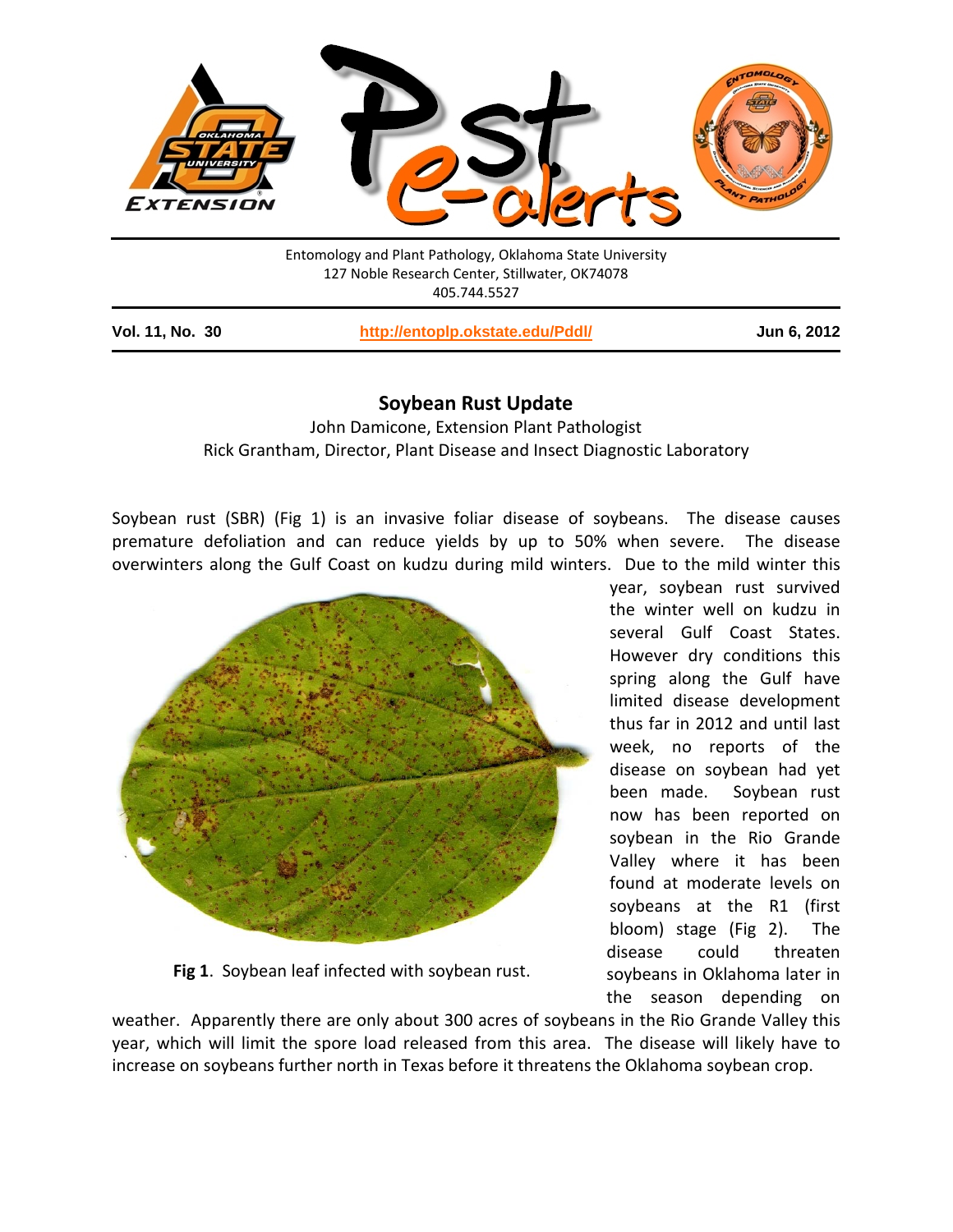Entomology and Plant Pathology, Oklahoma State University
127 Noble Research Center, Stillwater, OK74078
405.744.5527

**Vol. 11, No. 30** | **http://entoplp.okstate.edu/Pddl/** | **Jun 6, 2012**

## Soybean Rust Update

John Damicone, Extension Plant Pathologist
Rick Grantham, Director, Plant Disease and Insect Diagnostic Laboratory

Soybean rust (SBR) (Fig 1) is an invasive foliar disease of soybeans. The disease causes premature defoliation and can reduce yields by up to 50% when severe. The disease overwinters along the Gulf Coast on kudzu during mild winters. Due to the mild winter this year, soybean rust survived the winter well on kudzu in several Gulf Coast States. However dry conditions this spring along the Gulf have limited disease development thus far in 2012 and until last week, no reports of the disease on soybean had yet been made. Soybean rust now has been reported on soybean in the Rio Grande Valley where it has been found at moderate levels on soybeans at the R1 (first bloom) stage (Fig 2). The disease could threaten soybeans in Oklahoma later in the season depending on weather. Apparently there are only about 300 acres of soybeans in the Rio Grande Valley this year, which will limit the spore load released from this area. The disease will likely have to increase on soybeans further north in Texas before it threatens the Oklahoma soybean crop.

**Fig 1**. Soybean leaf infected with soybean rust.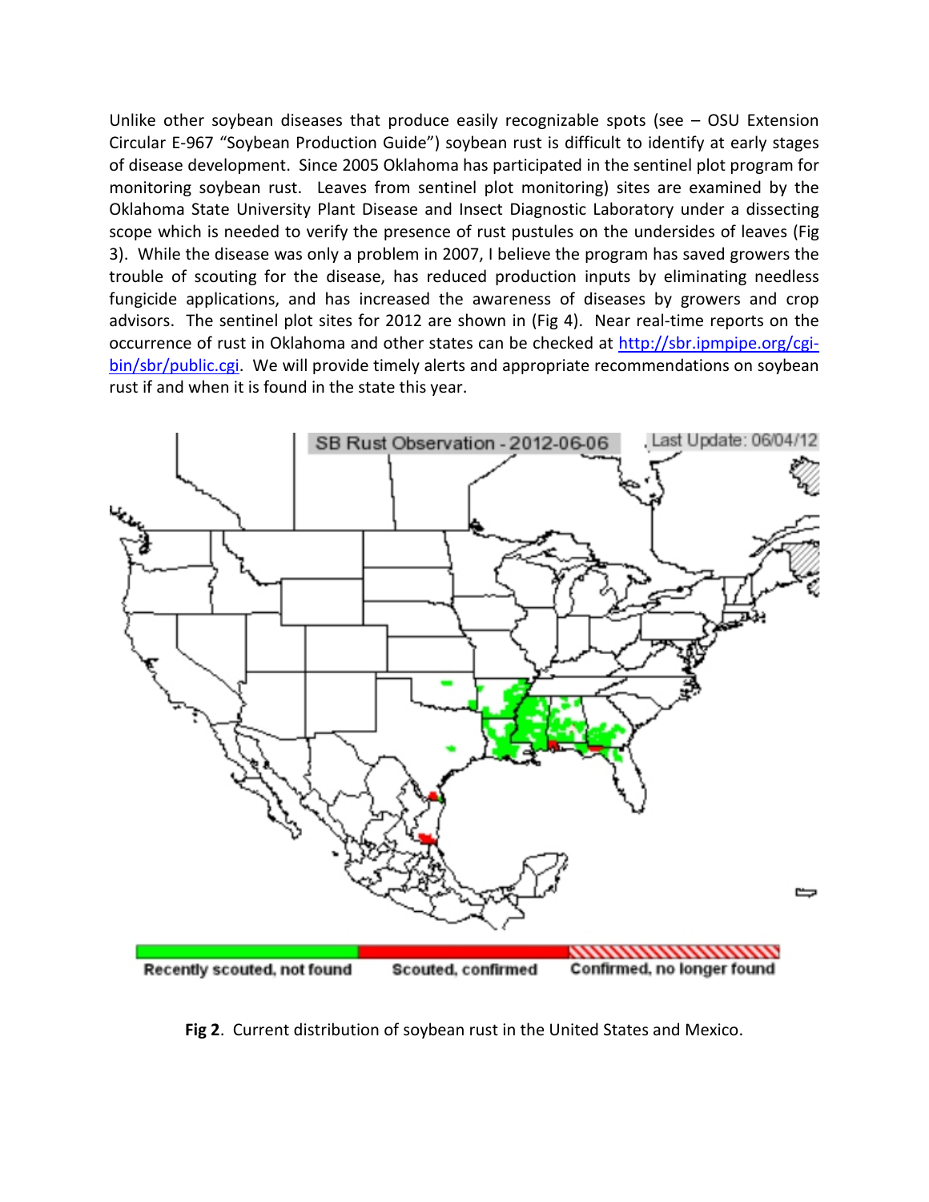Unlike other soybean diseases that produce easily recognizable spots (see – OSU Extension Circular E-967 "Soybean Production Guide") soybean rust is difficult to identify at early stages of disease development. Since 2005 Oklahoma has participated in the sentinel plot program for monitoring soybean rust. Leaves from sentinel plot monitoring) sites are examined by the Oklahoma State University Plant Disease and Insect Diagnostic Laboratory under a dissecting scope which is needed to verify the presence of rust pustules on the undersides of leaves (Fig 3). While the disease was only a problem in 2007, I believe the program has saved growers the trouble of scouting for the disease, has reduced production inputs by eliminating needless fungicide applications, and has increased the awareness of diseases by growers and crop advisors. The sentinel plot sites for 2012 are shown in (Fig 4). Near real-time reports on the occurrence of rust in Oklahoma and other states can be checked at [http://sbr.ipmpipe.org/cgi-bin/sbr/public.cgi](http://sbr.ipmpipe.org/cgi-bin/sbr/public.cgi). We will provide timely alerts and appropriate recommendations on soybean rust if and when it is found in the state this year.

SB Rust Observation - 2012-06-06 Last Update: 06/04/12

Recently scouted, not found | Scouted, confirmed | Confirmed, no longer found

**Fig 2**. Current distribution of soybean rust in the United States and Mexico.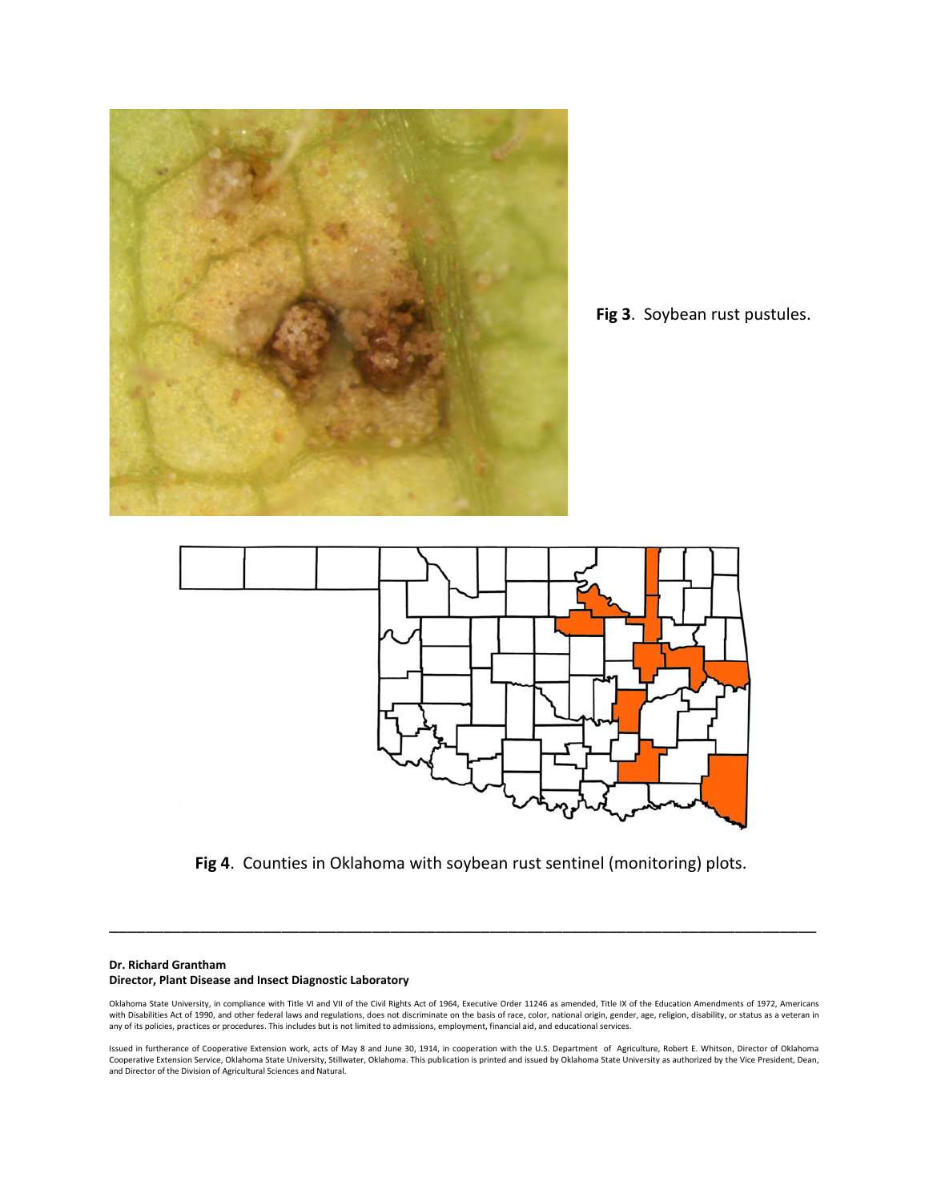**Fig 3**. Soybean rust pustules.

**Fig 4**. Counties in Oklahoma with soybean rust sentinel (monitoring) plots.

---

**Dr. Richard Grantham**
**Director, Plant Disease and Insect Diagnostic Laboratory**

Oklahoma State University, in compliance with Title VI and VII of the Civil Rights Act of 1964, Executive Order 11246 as amended, Title IX of the Education Amendments of 1972, Americans with Disabilities Act of 1990, and other federal laws and regulations, does not discriminate on the basis of race, color, national origin, gender, age, religion, disability, or status as a veteran in any of its policies, practices or procedures. This includes but is not limited to admissions, employment, financial aid, and educational services.

Issued in furtherance of Cooperative Extension work, acts of May 8 and June 30, 1914, in cooperation with the U.S. Department of Agriculture, Robert E. Whitson, Director of Oklahoma Cooperative Extension Service, Oklahoma State University, Stillwater, Oklahoma. This publication is printed and issued by Oklahoma State University as authorized by the Vice President, Dean, and Director of the Division of Agricultural Sciences and Natural.